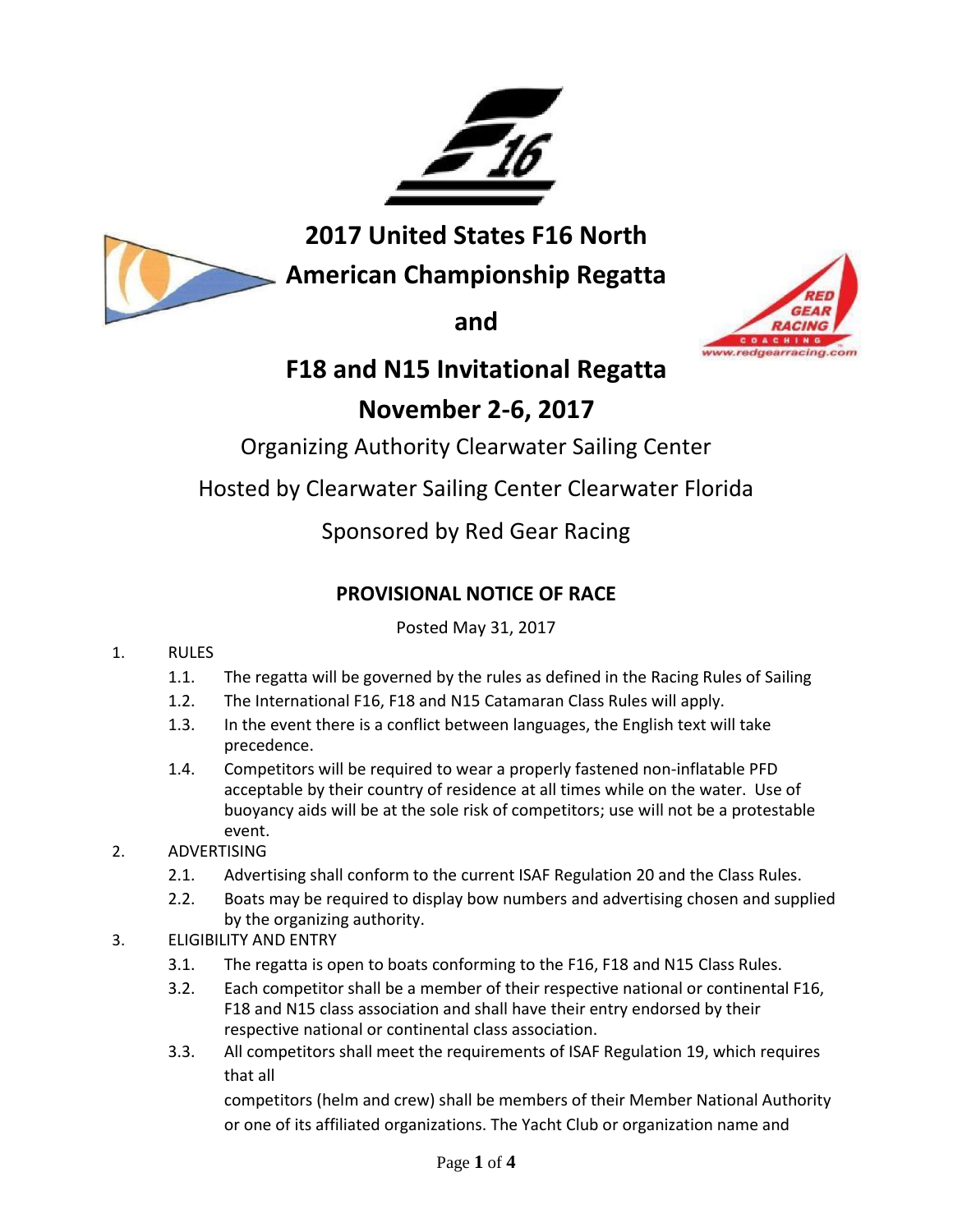# 2017 United States F16 North American Championship Regatta

# and

# F18 and N15 Invitational Regatta

# November 2-6, 2017

Organizing Authority Clearwater Sailing Center

Hosted by Clearwater Sailing Center Clearwater Florida

Sponsored by Red Gear Racing

## PROVISIONAL NOTICE OF RACE

Posted May 31, 2017

1. RULES
   - 1.1. The regatta will be governed by the rules as defined in the Racing Rules of Sailing
   - 1.2. The International F16, F18 and N15 Catamaran Class Rules will apply.
   - 1.3. In the event there is a conflict between languages, the English text will take precedence.
   - 1.4. Competitors will be required to wear a properly fastened non-inflatable PFD acceptable by their country of residence at all times while on the water. Use of buoyancy aids will be at the sole risk of competitors; use will not be a protestable event.
2. ADVERTISING
   - 2.1. Advertising shall conform to the current ISAF Regulation 20 and the Class Rules.
   - 2.2. Boats may be required to display bow numbers and advertising chosen and supplied by the organizing authority.
3. ELIGIBILITY AND ENTRY
   - 3.1. The regatta is open to boats conforming to the F16, F18 and N15 Class Rules.
   - 3.2. Each competitor shall be a member of their respective national or continental F16, F18 and N15 class association and shall have their entry endorsed by their respective national or continental class association.
   - 3.3. All competitors shall meet the requirements of ISAF Regulation 19, which requires that all competitors (helm and crew) shall be members of their Member National Authority or one of its affiliated organizations. The Yacht Club or organization name and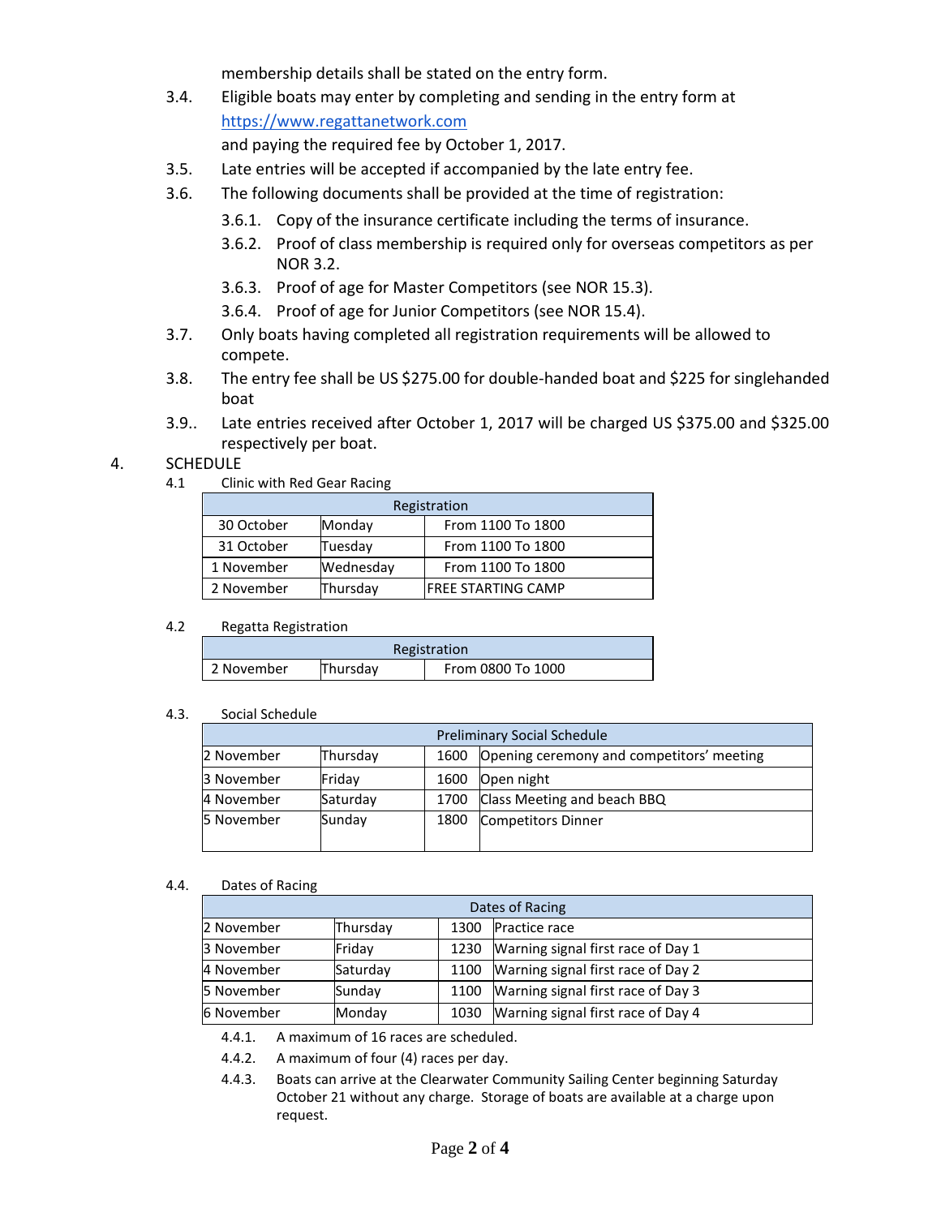membership details shall be stated on the entry form.

3.4. Eligible boats may enter by completing and sending in the entry form at https://www.regattanetwork.com and paying the required fee by October 1, 2017.

3.5. Late entries will be accepted if accompanied by the late entry fee.

3.6. The following documents shall be provided at the time of registration:

- 3.6.1. Copy of the insurance certificate including the terms of insurance.
- 3.6.2. Proof of class membership is required only for overseas competitors as per NOR 3.2.
- 3.6.3. Proof of age for Master Competitors (see NOR 15.3).
- 3.6.4. Proof of age for Junior Competitors (see NOR 15.4).

3.7. Only boats having completed all registration requirements will be allowed to compete.

3.8. The entry fee shall be US $275.00 for double-handed boat and $225 for singlehanded boat

3.9.. Late entries received after October 1, 2017 will be charged US $375.00 and $325.00 respectively per boat.

## 4. SCHEDULE

4.1 Clinic with Red Gear Racing

| Registration | | |
|---|---|---|
| 30 October | Monday | From 1100 To 1800 |
| 31 October | Tuesday | From 1100 To 1800 |
| 1 November | Wednesday | From 1100 To 1800 |
| 2 November | Thursday | FREE STARTING CAMP |

4.2 Regatta Registration

| Registration | | |
|---|---|---|
| 2 November | Thursday | From 0800 To 1000 |

4.3. Social Schedule

| Preliminary Social Schedule | | | |
|---|---|---|---|
| 2 November | Thursday | 1600 | Opening ceremony and competitors' meeting |
| 3 November | Friday | 1600 | Open night |
| 4 November | Saturday | 1700 | Class Meeting and beach BBQ |
| 5 November | Sunday | 1800 | Competitors Dinner |

4.4. Dates of Racing

| Dates of Racing | | | |
|---|---|---|---|
| 2 November | Thursday | 1300 | Practice race |
| 3 November | Friday | 1230 | Warning signal first race of Day 1 |
| 4 November | Saturday | 1100 | Warning signal first race of Day 2 |
| 5 November | Sunday | 1100 | Warning signal first race of Day 3 |
| 6 November | Monday | 1030 | Warning signal first race of Day 4 |

- 4.4.1. A maximum of 16 races are scheduled.
- 4.4.2. A maximum of four (4) races per day.
- 4.4.3. Boats can arrive at the Clearwater Community Sailing Center beginning Saturday October 21 without any charge. Storage of boats are available at a charge upon request.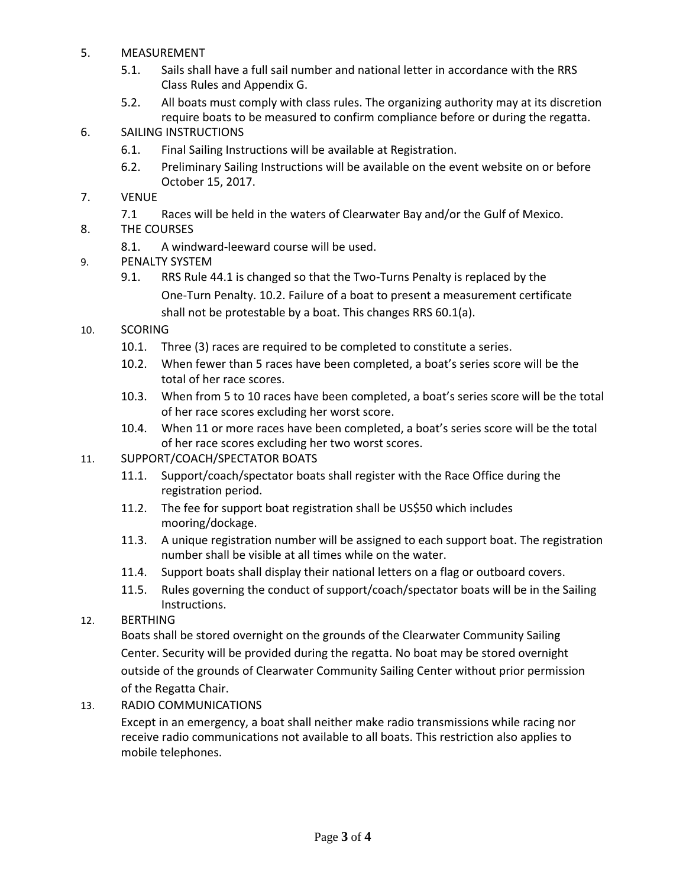5. MEASUREMENT
   - 5.1. Sails shall have a full sail number and national letter in accordance with the RRS Class Rules and Appendix G.
   - 5.2. All boats must comply with class rules. The organizing authority may at its discretion require boats to be measured to confirm compliance before or during the regatta.

6. SAILING INSTRUCTIONS
   - 6.1. Final Sailing Instructions will be available at Registration.
   - 6.2. Preliminary Sailing Instructions will be available on the event website on or before October 15, 2017.

7. VENUE
   - 7.1 Races will be held in the waters of Clearwater Bay and/or the Gulf of Mexico.

8. THE COURSES
   - 8.1. A windward-leeward course will be used.

9. PENALTY SYSTEM
   - 9.1. RRS Rule 44.1 is changed so that the Two-Turns Penalty is replaced by the One-Turn Penalty. 10.2. Failure of a boat to present a measurement certificate shall not be protestable by a boat. This changes RRS 60.1(a).

10. SCORING
    - 10.1. Three (3) races are required to be completed to constitute a series.
    - 10.2. When fewer than 5 races have been completed, a boat's series score will be the total of her race scores.
    - 10.3. When from 5 to 10 races have been completed, a boat's series score will be the total of her race scores excluding her worst score.
    - 10.4. When 11 or more races have been completed, a boat's series score will be the total of her race scores excluding her two worst scores.

11. SUPPORT/COACH/SPECTATOR BOATS
    - 11.1. Support/coach/spectator boats shall register with the Race Office during the registration period.
    - 11.2. The fee for support boat registration shall be US$50 which includes mooring/dockage.
    - 11.3. A unique registration number will be assigned to each support boat. The registration number shall be visible at all times while on the water.
    - 11.4. Support boats shall display their national letters on a flag or outboard covers.
    - 11.5. Rules governing the conduct of support/coach/spectator boats will be in the Sailing Instructions.

12. BERTHING

    Boats shall be stored overnight on the grounds of the Clearwater Community Sailing Center. Security will be provided during the regatta. No boat may be stored overnight outside of the grounds of Clearwater Community Sailing Center without prior permission of the Regatta Chair.

13. RADIO COMMUNICATIONS

    Except in an emergency, a boat shall neither make radio transmissions while racing nor receive radio communications not available to all boats. This restriction also applies to mobile telephones.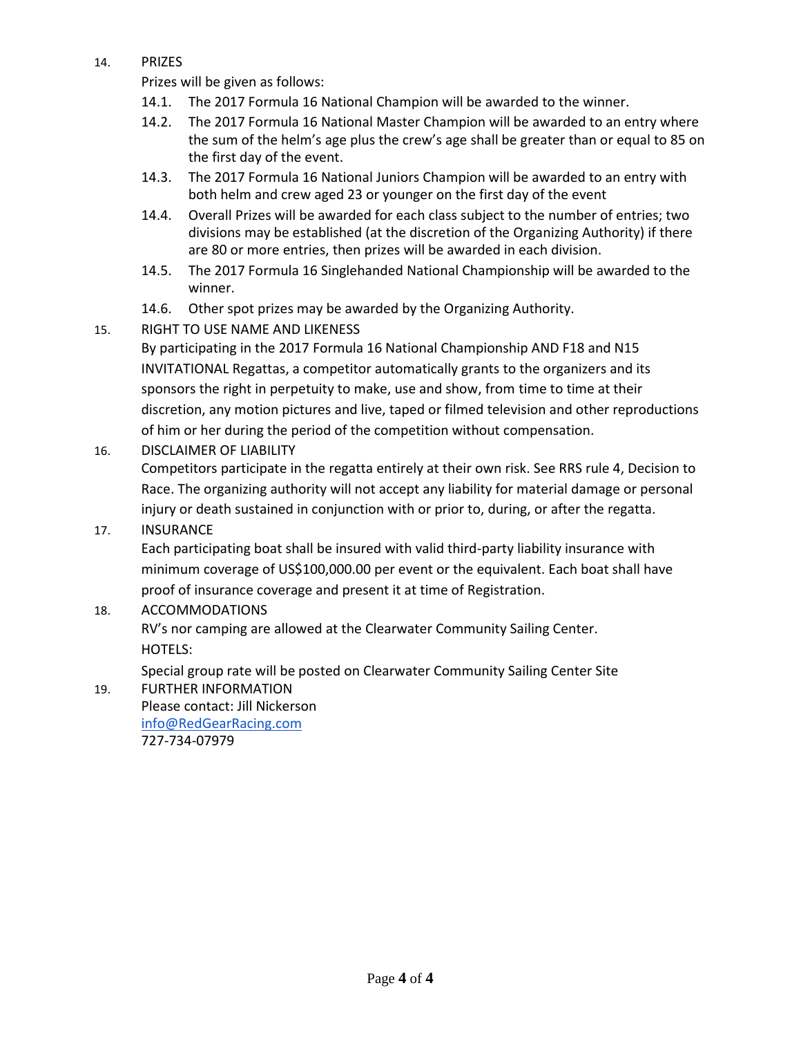14. PRIZES

Prizes will be given as follows:

14.1. The 2017 Formula 16 National Champion will be awarded to the winner.

14.2. The 2017 Formula 16 National Master Champion will be awarded to an entry where the sum of the helm's age plus the crew's age shall be greater than or equal to 85 on the first day of the event.

14.3. The 2017 Formula 16 National Juniors Champion will be awarded to an entry with both helm and crew aged 23 or younger on the first day of the event

14.4. Overall Prizes will be awarded for each class subject to the number of entries; two divisions may be established (at the discretion of the Organizing Authority) if there are 80 or more entries, then prizes will be awarded in each division.

14.5. The 2017 Formula 16 Singlehanded National Championship will be awarded to the winner.

14.6. Other spot prizes may be awarded by the Organizing Authority.

15. RIGHT TO USE NAME AND LIKENESS

By participating in the 2017 Formula 16 National Championship AND F18 and N15 INVITATIONAL Regattas, a competitor automatically grants to the organizers and its sponsors the right in perpetuity to make, use and show, from time to time at their discretion, any motion pictures and live, taped or filmed television and other reproductions of him or her during the period of the competition without compensation.

16. DISCLAIMER OF LIABILITY

Competitors participate in the regatta entirely at their own risk. See RRS rule 4, Decision to Race. The organizing authority will not accept any liability for material damage or personal injury or death sustained in conjunction with or prior to, during, or after the regatta.

17. INSURANCE

Each participating boat shall be insured with valid third-party liability insurance with minimum coverage of US$100,000.00 per event or the equivalent. Each boat shall have proof of insurance coverage and present it at time of Registration.

18. ACCOMMODATIONS

RV's nor camping are allowed at the Clearwater Community Sailing Center.

HOTELS:

Special group rate will be posted on Clearwater Community Sailing Center Site

19. FURTHER INFORMATION

Please contact: Jill Nickerson

info@RedGearRacing.com

727-734-07979